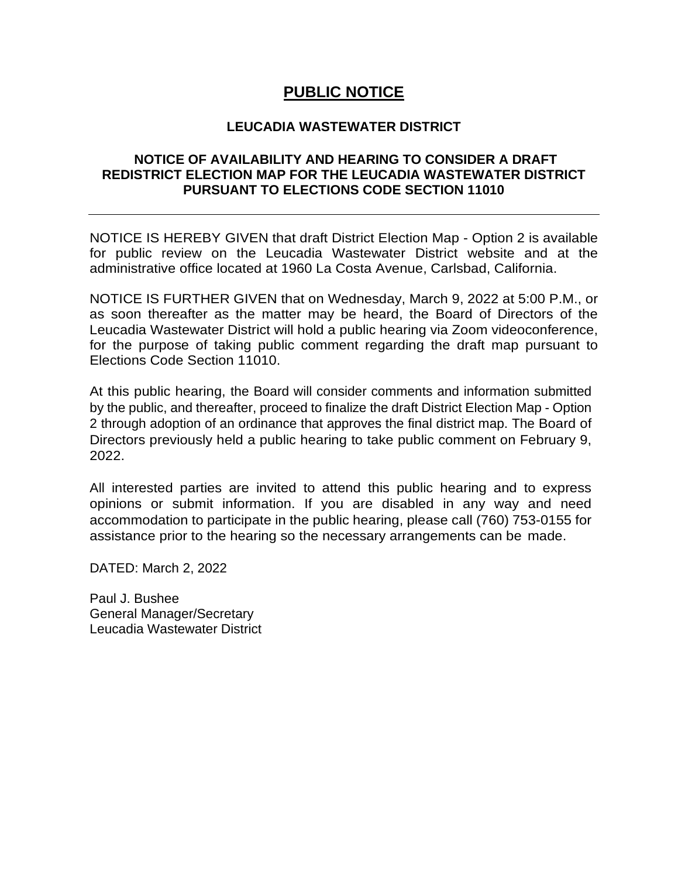# PUBLIC NOTICE

## LEUCADIA WASTEWATER DISTRICT

### NOTICE OF AVAILABILITY AND HEARING TO CONSIDER A DRAFT REDISTRICT ELECTION MAP FOR THE LEUCADIA WASTEWATER DISTRICT PURSUANT TO ELECTIONS CODE SECTION 11010

---

NOTICE IS HEREBY GIVEN that draft District Election Map - Option 2 is available for public review on the Leucadia Wastewater District website and at the administrative office located at 1960 La Costa Avenue, Carlsbad, California.

NOTICE IS FURTHER GIVEN that on Wednesday, March 9, 2022 at 5:00 P.M., or as soon thereafter as the matter may be heard, the Board of Directors of the Leucadia Wastewater District will hold a public hearing via Zoom videoconference, for the purpose of taking public comment regarding the draft map pursuant to Elections Code Section 11010.

At this public hearing, the Board will consider comments and information submitted by the public, and thereafter, proceed to finalize the draft District Election Map - Option 2 through adoption of an ordinance that approves the final district map. The Board of Directors previously held a public hearing to take public comment on February 9, 2022.

All interested parties are invited to attend this public hearing and to express opinions or submit information. If you are disabled in any way and need accommodation to participate in the public hearing, please call (760) 753-0155 for assistance prior to the hearing so the necessary arrangements can be made.

DATED: March 2, 2022

Paul J. Bushee
General Manager/Secretary
Leucadia Wastewater District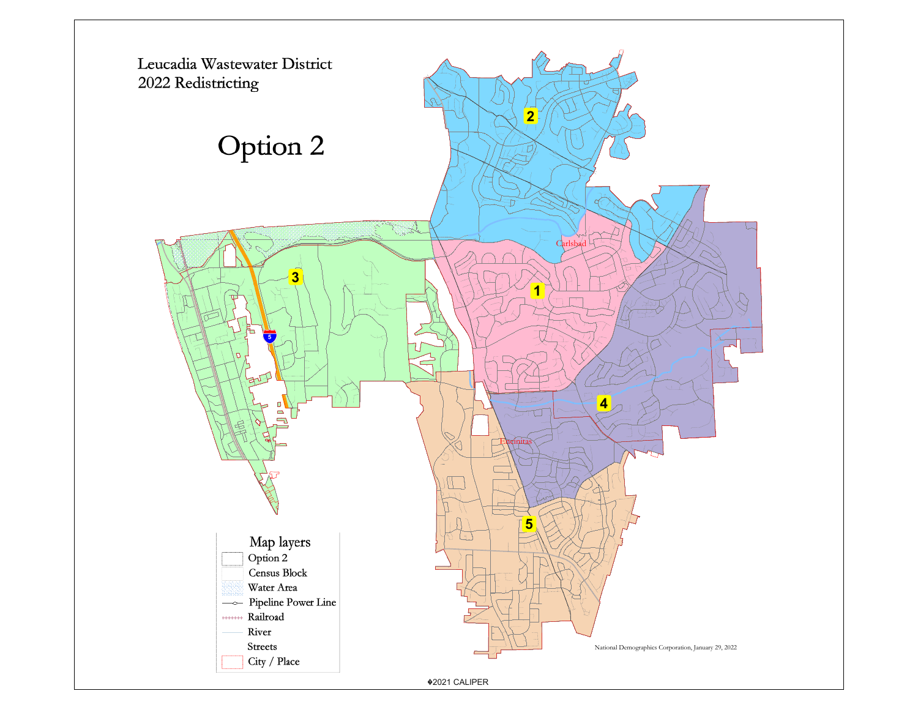# Leucadia Wastewater District
# 2022 Redistricting

## Option 2

2

3

1

Carlsbad

4

Encinitas

5

5

Map layers

- Option 2
- Census Block
- Water Area
- Pipeline Power Line
- Railroad
- River
- Streets
- City / Place

National Demographics Corporation, January 29, 2022

©2021 CALIPER